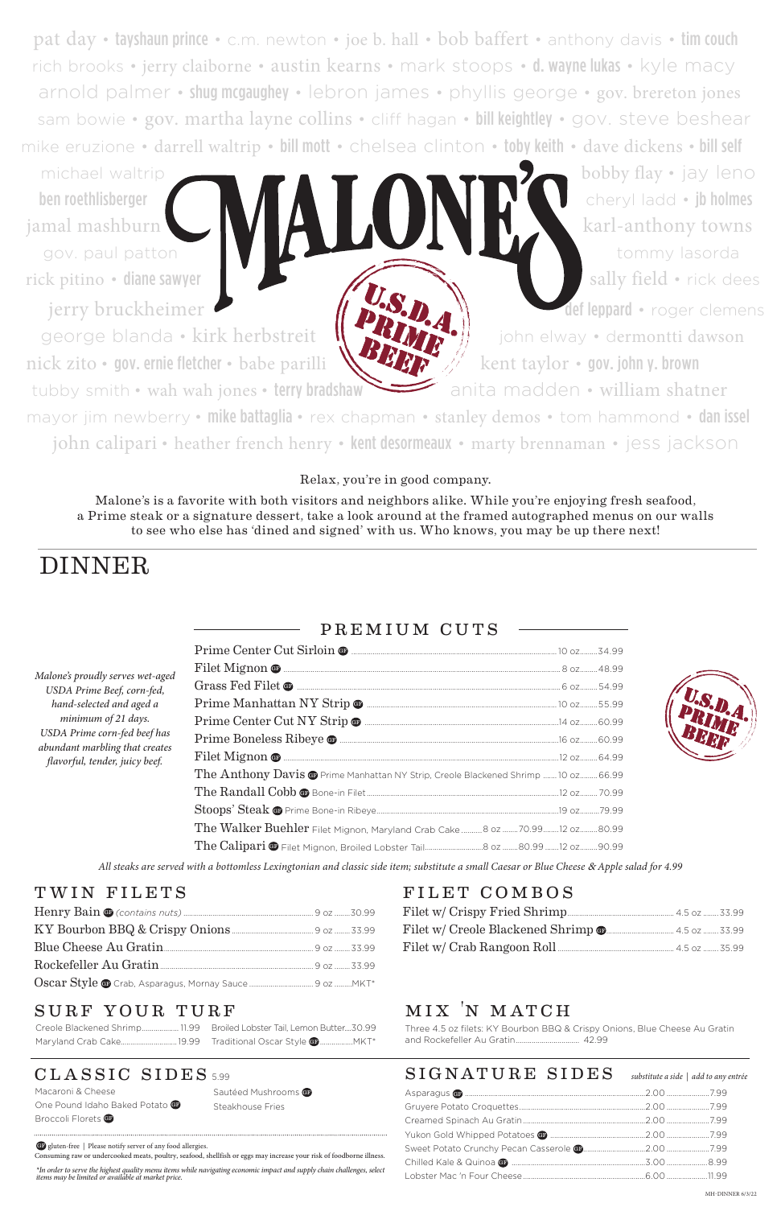pat day • tayshaun prince • c.m. newton • joe b. hall • bob baffert • anthony davis • tim couch
rich brooks • jerry claiborne • austin kearns • mark stoops • d. wayne lukas • kyle macy
arnold palmer • shug mcgaughey • lebron james • phyllis george • gov. brereton jones
sam bowie • gov. martha layne collins • cliff hagan • bill keightley • gov. steve beshear
mike eruzione • darrell waltrip • bill mott • chelsea clinton • toby keith • dave dickens • bill self
michael waltrip • bobby flay • jay leno
ben roethlisberger • cheryl ladd • jb holmes
jamal mashburn • karl-anthony towns
gov. paul patton • tommy lasorda
rick pitino • diane sawyer • sally field • rick dees
jerry bruckheimer • def leppard • roger clemens
george blanda • kirk herbstreit • john elway • dermontti dawson
nick zito • gov. ernie fletcher • babe parilli • kent taylor • gov. john y. brown
tubby smith • wah wah jones • terry bradshaw • anita madden • william shatner
mayor jim newberry • mike battaglia • rex chapman • stanley demos • tom hammond • dan issel
john calipari • heather french henry • kent desormeaux • marty brennaman • jess jackson

# MALONE'S

U.S.D.A. PRIME BEEF

Relax, you're in good company.

Malone's is a favorite with both visitors and neighbors alike. While you're enjoying fresh seafood, a Prime steak or a signature dessert, take a look around at the framed autographed menus on our walls to see who else has 'dined and signed' with us. Who knows, you may be up there next!

# DINNER

*Malone's proudly serves wet-aged USDA Prime Beef, corn-fed, hand-selected and aged a minimum of 21 days. USDA Prime corn-fed beef has abundant marbling that creates flavorful, tender, juicy beef.*

## PREMIUM CUTS

| Item | Size | Price |
|---|---|---|
| Prime Center Cut Sirloin GF | 10 oz | 34.99 |
| Filet Mignon GF | 8 oz | 48.99 |
| Grass Fed Filet GF | 6 oz | 54.99 |
| Prime Manhattan NY Strip GF | 10 oz | 55.99 |
| Prime Center Cut NY Strip GF | 14 oz | 60.99 |
| Prime Boneless Ribeye GF | 16 oz | 60.99 |
| Filet Mignon GF | 12 oz | 64.99 |
| The Anthony Davis GF Prime Manhattan NY Strip, Creole Blackened Shrimp | 10 oz | 66.99 |
| The Randall Cobb GF Bone-in Filet | 12 oz | 70.99 |
| Stoops' Steak GF Prime Bone-in Ribeye | 19 oz | 79.99 |
| The Walker Buehler Filet Mignon, Maryland Crab Cake | 8 oz 70.99 / 12 oz | 80.99 |
| The Calipari GF Filet Mignon, Broiled Lobster Tail | 8 oz 80.99 / 12 oz | 90.99 |

U.S.D.A. PRIME BEEF

*All steaks are served with a bottomless Lexingtonian and classic side item; substitute a small Caesar or Blue Cheese & Apple salad for 4.99*

## TWIN FILETS

| Item | Size | Price |
|---|---|---|
| Henry Bain GF *(contains nuts)* | 9 oz | 30.99 |
| KY Bourbon BBQ & Crispy Onions | 9 oz | 33.99 |
| Blue Cheese Au Gratin | 9 oz | 33.99 |
| Rockefeller Au Gratin | 9 oz | 33.99 |
| Oscar Style GF Crab, Asparagus, Mornay Sauce | 9 oz | MKT* |

## FILET COMBOS

| Item | Size | Price |
|---|---|---|
| Filet w/ Crispy Fried Shrimp | 4.5 oz | 33.99 |
| Filet w/ Creole Blackened Shrimp GF | 4.5 oz | 33.99 |
| Filet w/ Crab Rangoon Roll | 4.5 oz | 35.99 |

## SURF YOUR TURF

| Item | Price |
|---|---|
| Creole Blackened Shrimp | 11.99 |
| Maryland Crab Cake | 19.99 |
| Broiled Lobster Tail, Lemon Butter | 30.99 |
| Traditional Oscar Style GF | MKT* |

## MIX 'N MATCH

Three 4.5 oz filets: KY Bourbon BBQ & Crispy Onions, Blue Cheese Au Gratin and Rockefeller Au Gratin ... 42.99

## CLASSIC SIDES 5.99

- Macaroni & Cheese
- One Pound Idaho Baked Potato GF
- Broccoli Florets GF
- Sautéed Mushrooms GF
- Steakhouse Fries

## SIGNATURE SIDES

*substitute a side | add to any entrée*

| Item | Substitute | Add |
|---|---|---|
| Asparagus GF | 2.00 | 7.99 |
| Gruyere Potato Croquettes | 2.00 | 7.99 |
| Creamed Spinach Au Gratin | 2.00 | 7.99 |
| Yukon Gold Whipped Potatoes GF | 2.00 | 7.99 |
| Sweet Potato Crunchy Pecan Casserole GF | 2.00 | 7.99 |
| Chilled Kale & Quinoa GF | 3.00 | 8.99 |
| Lobster Mac 'n Four Cheese | 6.00 | 11.99 |

GF gluten-free | Please notify server of any food allergies.
Consuming raw or undercooked meats, poultry, seafood, shellfish or eggs may increase your risk of foodborne illness.

*\*In order to serve the highest quality menu items while navigating economic impact and supply chain challenges, select items may be limited or available at market price.*

MH-DINNER 6/3/22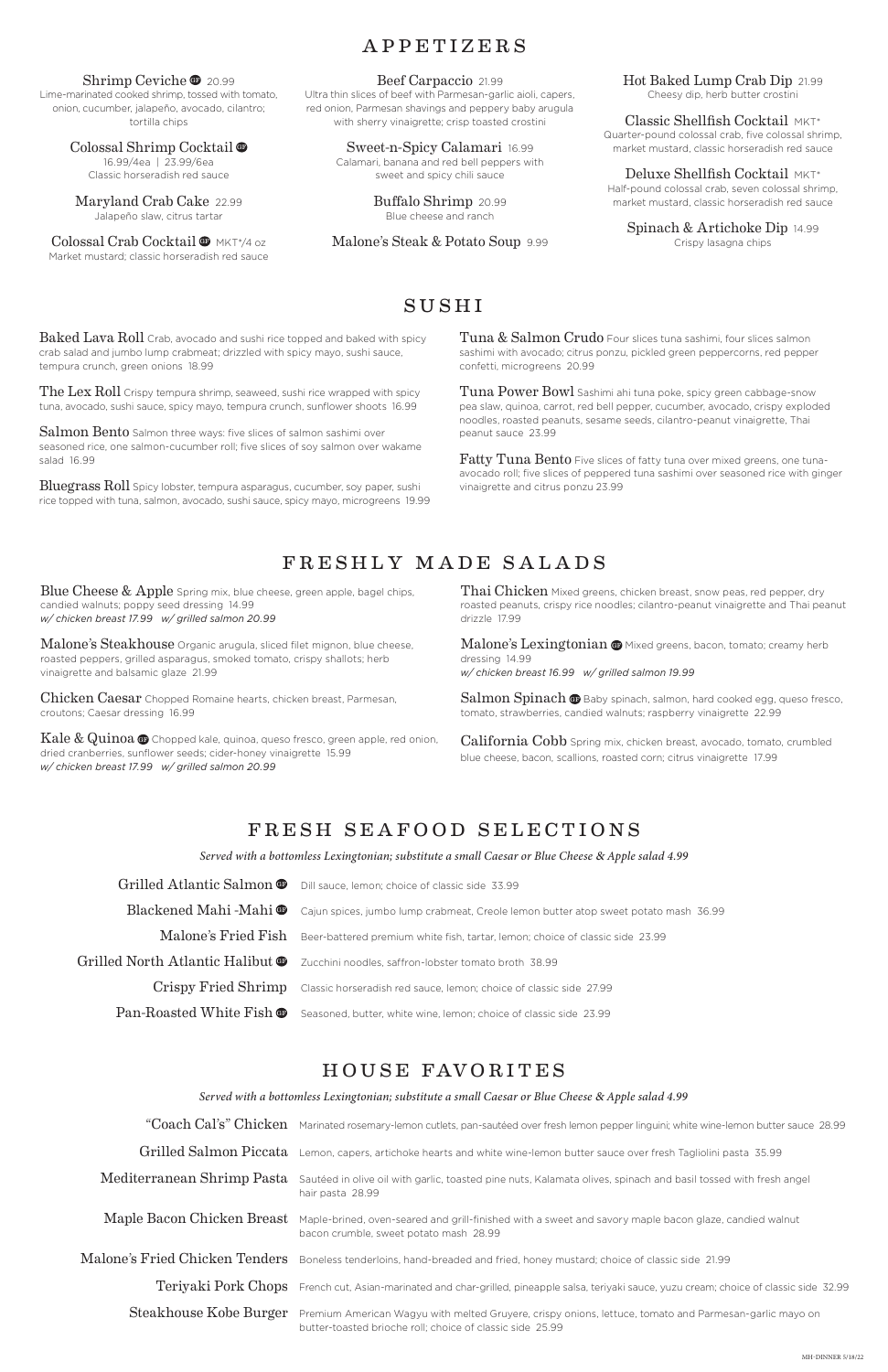# APPETIZERS

**Shrimp Ceviche** GF 20.99
Lime-marinated cooked shrimp, tossed with tomato, onion, cucumber, jalapeño, avocado, cilantro; tortilla chips

**Colossal Shrimp Cocktail** GF
16.99/4ea | 23.99/6ea
Classic horseradish red sauce

**Maryland Crab Cake** 22.99
Jalapeño slaw, citrus tartar

**Colossal Crab Cocktail** GF MKT*/4 oz
Market mustard; classic horseradish red sauce

**Beef Carpaccio** 21.99
Ultra thin slices of beef with Parmesan-garlic aioli, capers, red onion, Parmesan shavings and peppery baby arugula with sherry vinaigrette; crisp toasted crostini

**Sweet-n-Spicy Calamari** 16.99
Calamari, banana and red bell peppers with sweet and spicy chili sauce

**Buffalo Shrimp** 20.99
Blue cheese and ranch

**Malone's Steak & Potato Soup** 9.99

**Hot Baked Lump Crab Dip** 21.99
Cheesy dip, herb butter crostini

**Classic Shellfish Cocktail** MKT*
Quarter-pound colossal crab, five colossal shrimp, market mustard, classic horseradish red sauce

**Deluxe Shellfish Cocktail** MKT*
Half-pound colossal crab, seven colossal shrimp, market mustard, classic horseradish red sauce

**Spinach & Artichoke Dip** 14.99
Crispy lasagna chips

# SUSHI

**Baked Lava Roll** Crab, avocado and sushi rice topped and baked with spicy crab salad and jumbo lump crabmeat; drizzled with spicy mayo, sushi sauce, tempura crunch, green onions 18.99

**The Lex Roll** Crispy tempura shrimp, seaweed, sushi rice wrapped with spicy tuna, avocado, sushi sauce, spicy mayo, tempura crunch, sunflower shoots 16.99

**Salmon Bento** Salmon three ways: five slices of salmon sashimi over seasoned rice, one salmon-cucumber roll; five slices of soy salmon over wakame salad 16.99

**Bluegrass Roll** Spicy lobster, tempura asparagus, cucumber, soy paper, sushi rice topped with tuna, salmon, avocado, sushi sauce, spicy mayo, microgreens 19.99

**Tuna & Salmon Crudo** Four slices tuna sashimi, four slices salmon sashimi with avocado; citrus ponzu, pickled green peppercorns, red pepper confetti, microgreens 20.99

**Tuna Power Bowl** Sashimi ahi tuna poke, spicy green cabbage-snow pea slaw, quinoa, carrot, red bell pepper, cucumber, avocado, crispy exploded noodles, roasted peanuts, sesame seeds, cilantro-peanut vinaigrette, Thai peanut sauce 23.99

**Fatty Tuna Bento** Five slices of fatty tuna over mixed greens, one tuna-avocado roll; five slices of peppered tuna sashimi over seasoned rice with ginger vinaigrette and citrus ponzu 23.99

# FRESHLY MADE SALADS

**Blue Cheese & Apple** Spring mix, blue cheese, green apple, bagel chips, candied walnuts; poppy seed dressing 14.99
*w/ chicken breast 17.99 w/ grilled salmon 20.99*

**Malone's Steakhouse** Organic arugula, sliced filet mignon, blue cheese, roasted peppers, grilled asparagus, smoked tomato, crispy shallots; herb vinaigrette and balsamic glaze 21.99

**Chicken Caesar** Chopped Romaine hearts, chicken breast, Parmesan, croutons; Caesar dressing 16.99

**Kale & Quinoa** GF Chopped kale, quinoa, queso fresco, green apple, red onion, dried cranberries, sunflower seeds; cider-honey vinaigrette 15.99
*w/ chicken breast 17.99 w/ grilled salmon 20.99*

**Thai Chicken** Mixed greens, chicken breast, snow peas, red pepper, dry roasted peanuts, crispy rice noodles; cilantro-peanut vinaigrette and Thai peanut drizzle 17.99

**Malone's Lexingtonian** GF Mixed greens, bacon, tomato; creamy herb dressing 14.99
*w/ chicken breast 16.99 w/ grilled salmon 19.99*

**Salmon Spinach** GF Baby spinach, salmon, hard cooked egg, queso fresco, tomato, strawberries, candied walnuts; raspberry vinaigrette 22.99

**California Cobb** Spring mix, chicken breast, avocado, tomato, crumbled blue cheese, bacon, scallions, roasted corn; citrus vinaigrette 17.99

# FRESH SEAFOOD SELECTIONS

*Served with a bottomless Lexingtonian; substitute a small Caesar or Blue Cheese & Apple salad 4.99*

**Grilled Atlantic Salmon** GF Dill sauce, lemon; choice of classic side 33.99

**Blackened Mahi-Mahi** GF Cajun spices, jumbo lump crabmeat, Creole lemon butter atop sweet potato mash 36.99

**Malone's Fried Fish** Beer-battered premium white fish, tartar, lemon; choice of classic side 23.99

**Grilled North Atlantic Halibut** GF Zucchini noodles, saffron-lobster tomato broth 38.99

**Crispy Fried Shrimp** Classic horseradish red sauce, lemon; choice of classic side 27.99

**Pan-Roasted White Fish** GF Seasoned, butter, white wine, lemon; choice of classic side 23.99

# HOUSE FAVORITES

*Served with a bottomless Lexingtonian; substitute a small Caesar or Blue Cheese & Apple salad 4.99*

**"Coach Cal's" Chicken** Marinated rosemary-lemon cutlets, pan-sautéed over fresh lemon pepper linguini; white wine-lemon butter sauce 28.99

**Grilled Salmon Piccata** Lemon, capers, artichoke hearts and white wine-lemon butter sauce over fresh Tagliolini pasta 35.99

**Mediterranean Shrimp Pasta** Sautéed in olive oil with garlic, toasted pine nuts, Kalamata olives, spinach and basil tossed with fresh angel hair pasta 28.99

**Maple Bacon Chicken Breast** Maple-brined, oven-seared and grill-finished with a sweet and savory maple bacon glaze, candied walnut bacon crumble, sweet potato mash 28.99

**Malone's Fried Chicken Tenders** Boneless tenderloins, hand-breaded and fried, honey mustard; choice of classic side 21.99

**Teriyaki Pork Chops** French cut, Asian-marinated and char-grilled, pineapple salsa, teriyaki sauce, yuzu cream; choice of classic side 32.99

**Steakhouse Kobe Burger** Premium American Wagyu with melted Gruyere, crispy onions, lettuce, tomato and Parmesan-garlic mayo on butter-toasted brioche roll; choice of classic side 25.99

MH-DINNER 5/18/22